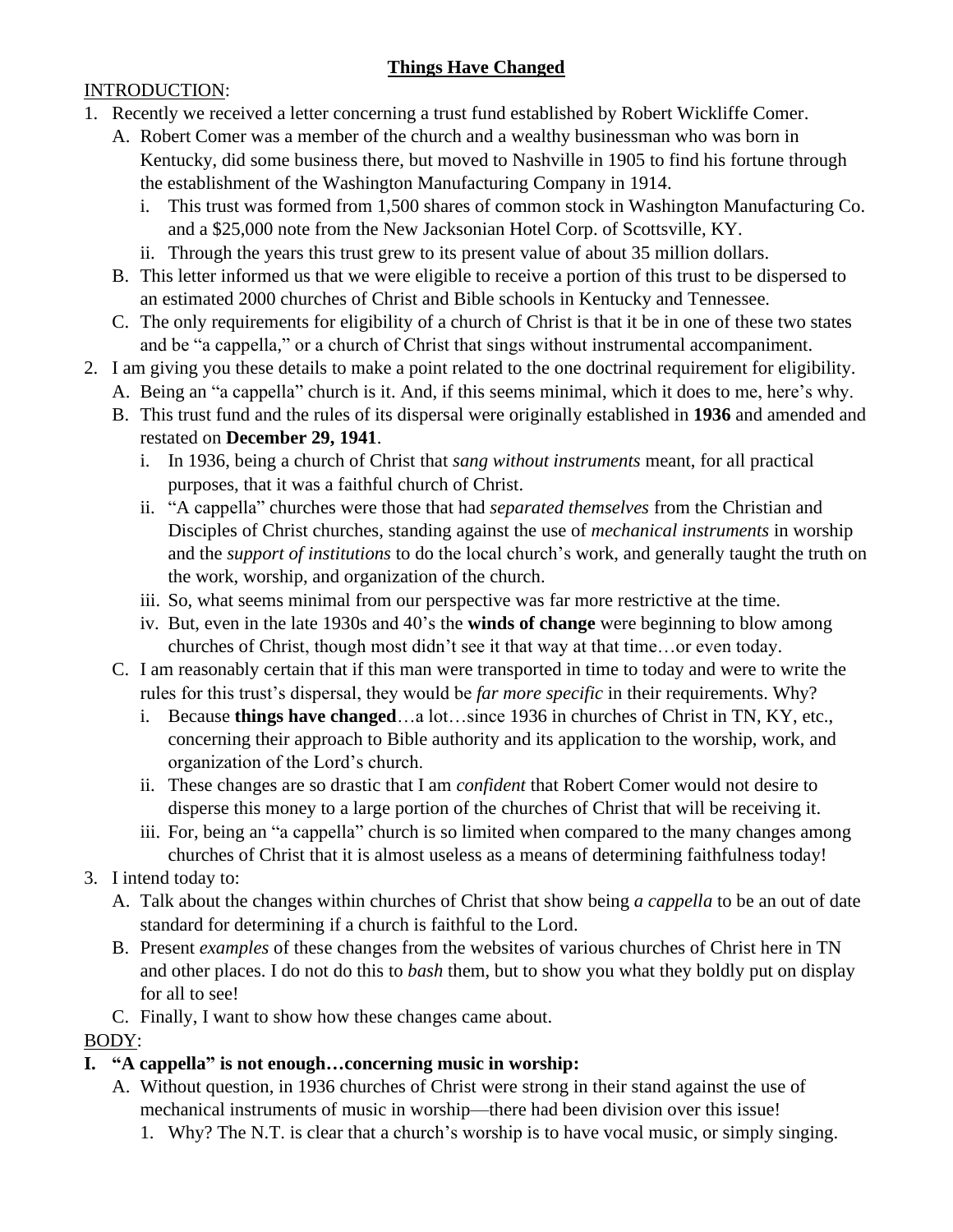# **Things Have Changed**

INTRODUCTION:

1. Recently we received a letter concerning a trust fund established by Robert Wickliffe Comer.
   A. Robert Comer was a member of the church and a wealthy businessman who was born in Kentucky, did some business there, but moved to Nashville in 1905 to find his fortune through the establishment of the Washington Manufacturing Company in 1914.
      i. This trust was formed from 1,500 shares of common stock in Washington Manufacturing Co. and a $25,000 note from the New Jacksonian Hotel Corp. of Scottsville, KY.
      ii. Through the years this trust grew to its present value of about 35 million dollars.
   B. This letter informed us that we were eligible to receive a portion of this trust to be dispersed to an estimated 2000 churches of Christ and Bible schools in Kentucky and Tennessee.
   C. The only requirements for eligibility of a church of Christ is that it be in one of these two states and be "a cappella," or a church of Christ that sings without instrumental accompaniment.
2. I am giving you these details to make a point related to the one doctrinal requirement for eligibility.
   A. Being an "a cappella" church is it. And, if this seems minimal, which it does to me, here's why.
   B. This trust fund and the rules of its dispersal were originally established in **1936** and amended and restated on **December 29, 1941**.
      i. In 1936, being a church of Christ that *sang without instruments* meant, for all practical purposes, that it was a faithful church of Christ.
      ii. "A cappella" churches were those that had *separated themselves* from the Christian and Disciples of Christ churches, standing against the use of *mechanical instruments* in worship and the *support of institutions* to do the local church's work, and generally taught the truth on the work, worship, and organization of the church.
      iii. So, what seems minimal from our perspective was far more restrictive at the time.
      iv. But, even in the late 1930s and 40's the **winds of change** were beginning to blow among churches of Christ, though most didn't see it that way at that time…or even today.
   C. I am reasonably certain that if this man were transported in time to today and were to write the rules for this trust's dispersal, they would be *far more specific* in their requirements. Why?
      i. Because **things have changed**…a lot…since 1936 in churches of Christ in TN, KY, etc., concerning their approach to Bible authority and its application to the worship, work, and organization of the Lord's church.
      ii. These changes are so drastic that I am *confident* that Robert Comer would not desire to disperse this money to a large portion of the churches of Christ that will be receiving it.
      iii. For, being an "a cappella" church is so limited when compared to the many changes among churches of Christ that it is almost useless as a means of determining faithfulness today!
3. I intend today to:
   A. Talk about the changes within churches of Christ that show being *a cappella* to be an out of date standard for determining if a church is faithful to the Lord.
   B. Present *examples* of these changes from the websites of various churches of Christ here in TN and other places. I do not do this to *bash* them, but to show you what they boldly put on display for all to see!
   C. Finally, I want to show how these changes came about.

BODY:

## **I. "A cappella" is not enough…concerning music in worship:**

A. Without question, in 1936 churches of Christ were strong in their stand against the use of mechanical instruments of music in worship—there had been division over this issue!
   1. Why? The N.T. is clear that a church's worship is to have vocal music, or simply singing.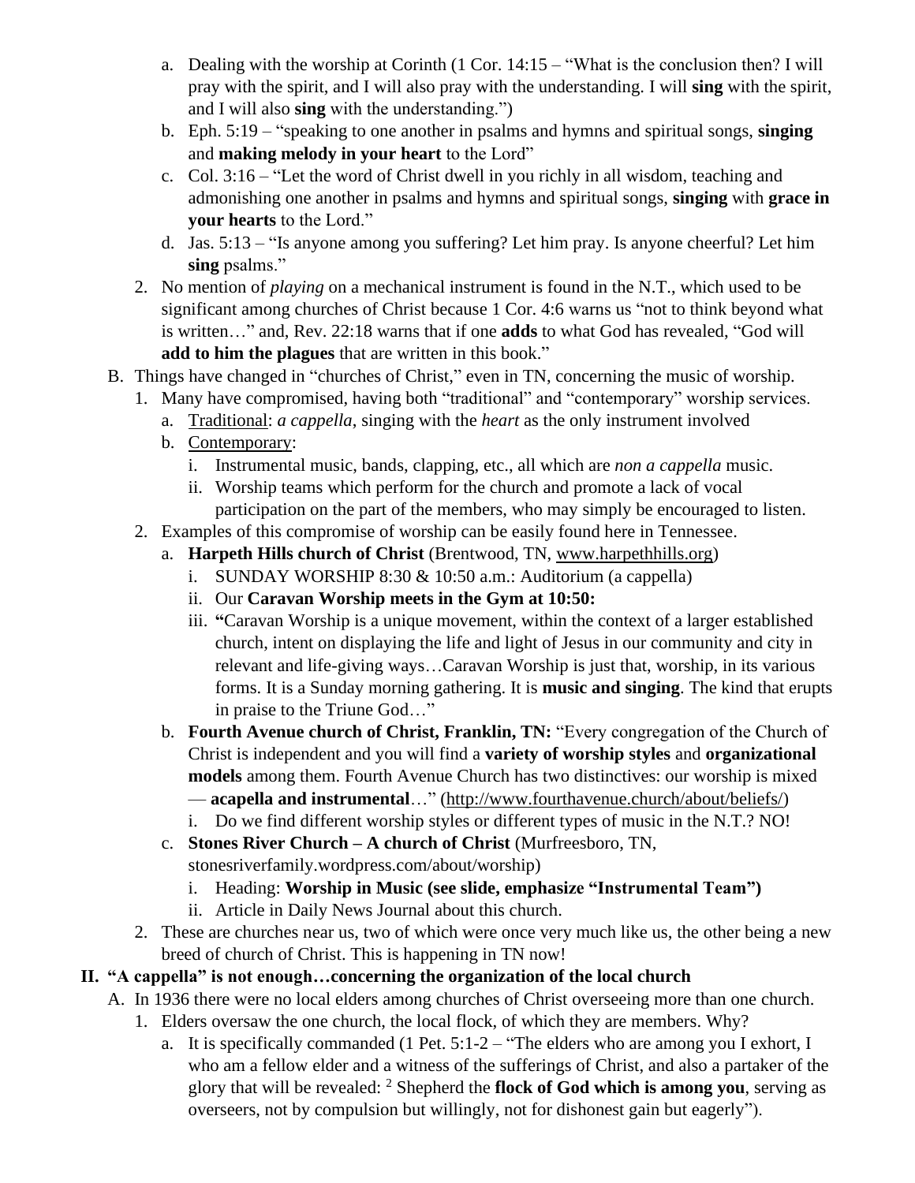a. Dealing with the worship at Corinth (1 Cor. 14:15 – "What is the conclusion then? I will pray with the spirit, and I will also pray with the understanding. I will **sing** with the spirit, and I will also **sing** with the understanding.")

b. Eph. 5:19 – "speaking to one another in psalms and hymns and spiritual songs, **singing** and **making melody in your heart** to the Lord"

c. Col. 3:16 – "Let the word of Christ dwell in you richly in all wisdom, teaching and admonishing one another in psalms and hymns and spiritual songs, **singing** with **grace in your hearts** to the Lord."

d. Jas. 5:13 – "Is anyone among you suffering? Let him pray. Is anyone cheerful? Let him **sing** psalms."

2. No mention of *playing* on a mechanical instrument is found in the N.T., which used to be significant among churches of Christ because 1 Cor. 4:6 warns us "not to think beyond what is written…" and, Rev. 22:18 warns that if one **adds** to what God has revealed, "God will **add to him the plagues** that are written in this book."

B. Things have changed in "churches of Christ," even in TN, concerning the music of worship.

1. Many have compromised, having both "traditional" and "contemporary" worship services.
   a. Traditional: *a cappella*, singing with the *heart* as the only instrument involved
   b. Contemporary:
      i. Instrumental music, bands, clapping, etc., all which are *non a cappella* music.
      ii. Worship teams which perform for the church and promote a lack of vocal participation on the part of the members, who may simply be encouraged to listen.

2. Examples of this compromise of worship can be easily found here in Tennessee.
   a. **Harpeth Hills church of Christ** (Brentwood, TN, www.harpethhills.org)
      i. SUNDAY WORSHIP 8:30 & 10:50 a.m.: Auditorium (a cappella)
      ii. Our **Caravan Worship meets in the Gym at 10:50:**
      iii. **"**Caravan Worship is a unique movement, within the context of a larger established church, intent on displaying the life and light of Jesus in our community and city in relevant and life-giving ways…Caravan Worship is just that, worship, in its various forms. It is a Sunday morning gathering. It is **music and singing**. The kind that erupts in praise to the Triune God…"
   b. **Fourth Avenue church of Christ, Franklin, TN:** "Every congregation of the Church of Christ is independent and you will find a **variety of worship styles** and **organizational models** among them. Fourth Avenue Church has two distinctives: our worship is mixed — **acapella and instrumental**…" (http://www.fourthavenue.church/about/beliefs/)
      i. Do we find different worship styles or different types of music in the N.T.? NO!
   c. **Stones River Church – A church of Christ** (Murfreesboro, TN, stonesriverfamily.wordpress.com/about/worship)
      i. Heading: **Worship in Music (see slide, emphasize "Instrumental Team")**
      ii. Article in Daily News Journal about this church.

2. These are churches near us, two of which were once very much like us, the other being a new breed of church of Christ. This is happening in TN now!

## II. "A cappella" is not enough…concerning the organization of the local church

A. In 1936 there were no local elders among churches of Christ overseeing more than one church.

1. Elders oversaw the one church, the local flock, of which they are members. Why?
   a. It is specifically commanded (1 Pet. 5:1-2 – "The elders who are among you I exhort, I who am a fellow elder and a witness of the sufferings of Christ, and also a partaker of the glory that will be revealed: [2] Shepherd the **flock of God which is among you**, serving as overseers, not by compulsion but willingly, not for dishonest gain but eagerly").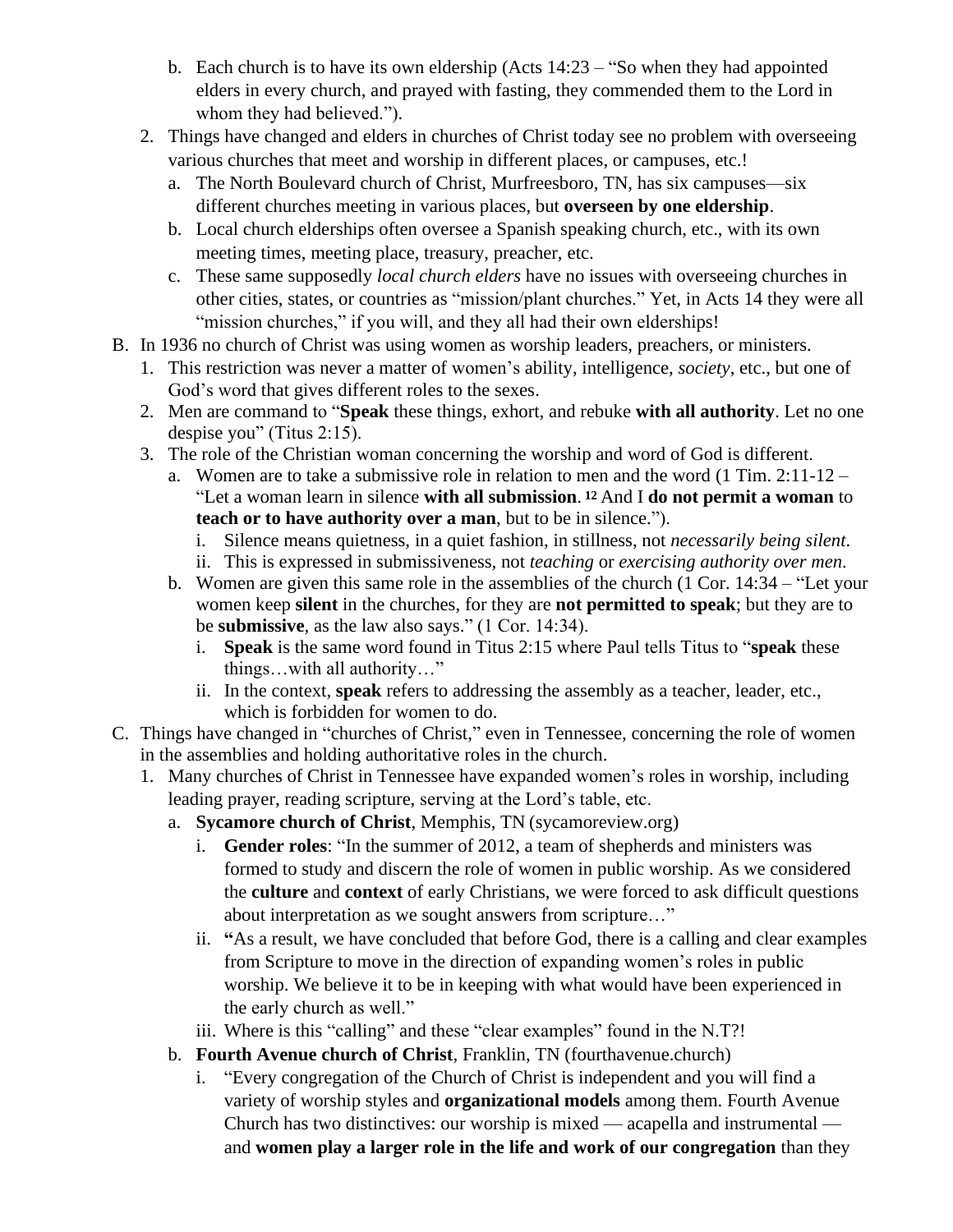b. Each church is to have its own eldership (Acts 14:23 – "So when they had appointed elders in every church, and prayed with fasting, they commended them to the Lord in whom they had believed.").

2. Things have changed and elders in churches of Christ today see no problem with overseeing various churches that meet and worship in different places, or campuses, etc.!
   a. The North Boulevard church of Christ, Murfreesboro, TN, has six campuses—six different churches meeting in various places, but **overseen by one eldership**.
   b. Local church elderships often oversee a Spanish speaking church, etc., with its own meeting times, meeting place, treasury, preacher, etc.
   c. These same supposedly *local church elders* have no issues with overseeing churches in other cities, states, or countries as "mission/plant churches." Yet, in Acts 14 they were all "mission churches," if you will, and they all had their own elderships!

B. In 1936 no church of Christ was using women as worship leaders, preachers, or ministers.
   1. This restriction was never a matter of women's ability, intelligence, *society*, etc., but one of God's word that gives different roles to the sexes.
   2. Men are command to "**Speak** these things, exhort, and rebuke **with all authority**. Let no one despise you" (Titus 2:15).
   3. The role of the Christian woman concerning the worship and word of God is different.
      a. Women are to take a submissive role in relation to men and the word (1 Tim. 2:11-12 – "Let a woman learn in silence **with all submission**. **12** And I **do not permit a woman** to **teach or to have authority over a man**, but to be in silence.").
         i. Silence means quietness, in a quiet fashion, in stillness, not *necessarily being silent*.
         ii. This is expressed in submissiveness, not *teaching* or *exercising authority over men*.
      b. Women are given this same role in the assemblies of the church (1 Cor. 14:34 – "Let your women keep **silent** in the churches, for they are **not permitted to speak**; but they are to be **submissive**, as the law also says." (1 Cor. 14:34).
         i. **Speak** is the same word found in Titus 2:15 where Paul tells Titus to "**speak** these things…with all authority…"
         ii. In the context, **speak** refers to addressing the assembly as a teacher, leader, etc., which is forbidden for women to do.

C. Things have changed in "churches of Christ," even in Tennessee, concerning the role of women in the assemblies and holding authoritative roles in the church.
   1. Many churches of Christ in Tennessee have expanded women's roles in worship, including leading prayer, reading scripture, serving at the Lord's table, etc.
      a. **Sycamore church of Christ**, Memphis, TN (sycamoreview.org)
         i. **Gender roles**: "In the summer of 2012, a team of shepherds and ministers was formed to study and discern the role of women in public worship. As we considered the **culture** and **context** of early Christians, we were forced to ask difficult questions about interpretation as we sought answers from scripture…"
         ii. **"**As a result, we have concluded that before God, there is a calling and clear examples from Scripture to move in the direction of expanding women's roles in public worship. We believe it to be in keeping with what would have been experienced in the early church as well."
         iii. Where is this "calling" and these "clear examples" found in the N.T?!
      b. **Fourth Avenue church of Christ**, Franklin, TN (fourthavenue.church)
         i. "Every congregation of the Church of Christ is independent and you will find a variety of worship styles and **organizational models** among them. Fourth Avenue Church has two distinctives: our worship is mixed — acapella and instrumental — and **women play a larger role in the life and work of our congregation** than they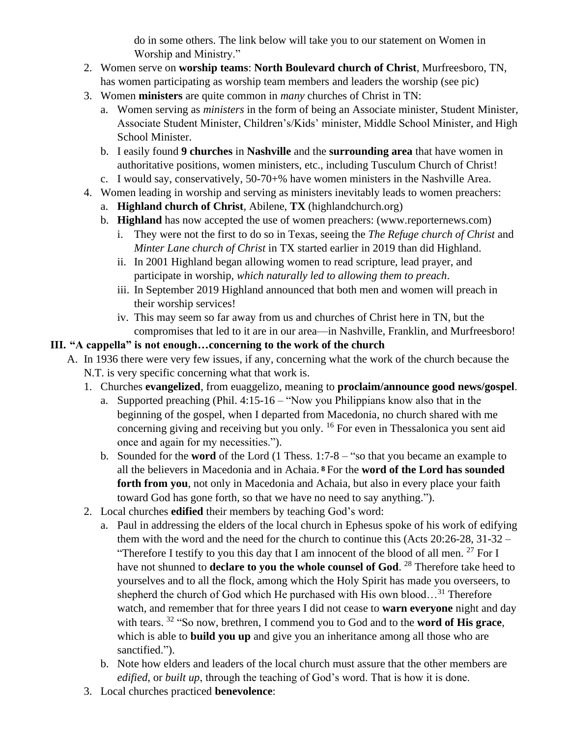do in some others. The link below will take you to our statement on Women in Worship and Ministry."

2. Women serve on **worship teams**: **North Boulevard church of Christ**, Murfreesboro, TN, has women participating as worship team members and leaders the worship (see pic)
3. Women **ministers** are quite common in *many* churches of Christ in TN:
   a. Women serving as *ministers* in the form of being an Associate minister, Student Minister, Associate Student Minister, Children's/Kids' minister, Middle School Minister, and High School Minister.
   b. I easily found **9 churches** in **Nashville** and the **surrounding area** that have women in authoritative positions, women ministers, etc., including Tusculum Church of Christ!
   c. I would say, conservatively, 50-70+% have women ministers in the Nashville Area.
4. Women leading in worship and serving as ministers inevitably leads to women preachers:
   a. **Highland church of Christ**, Abilene, **TX** (highlandchurch.org)
   b. **Highland** has now accepted the use of women preachers: (www.reporternews.com)
      i. They were not the first to do so in Texas, seeing the *The Refuge church of Christ* and *Minter Lane church of Christ* in TX started earlier in 2019 than did Highland.
      ii. In 2001 Highland began allowing women to read scripture, lead prayer, and participate in worship, *which naturally led to allowing them to preach*.
      iii. In September 2019 Highland announced that both men and women will preach in their worship services!
      iv. This may seem so far away from us and churches of Christ here in TN, but the compromises that led to it are in our area—in Nashville, Franklin, and Murfreesboro!

## III. "A cappella" is not enough…concerning to the work of the church

A. In 1936 there were very few issues, if any, concerning what the work of the church because the N.T. is very specific concerning what that work is.

1. Churches **evangelized**, from euaggelizo, meaning to **proclaim/announce good news/gospel**.
   a. Supported preaching (Phil. 4:15-16 – "Now you Philippians know also that in the beginning of the gospel, when I departed from Macedonia, no church shared with me concerning giving and receiving but you only. [16] For even in Thessalonica you sent aid once and again for my necessities.").
   b. Sounded for the **word** of the Lord (1 Thess. 1:7-8 – "so that you became an example to all the believers in Macedonia and in Achaia. **8** For the **word of the Lord has sounded forth from you**, not only in Macedonia and Achaia, but also in every place your faith toward God has gone forth, so that we have no need to say anything.").
2. Local churches **edified** their members by teaching God's word:
   a. Paul in addressing the elders of the local church in Ephesus spoke of his work of edifying them with the word and the need for the church to continue this (Acts 20:26-28, 31-32 – "Therefore I testify to you this day that I am innocent of the blood of all men. [27] For I have not shunned to **declare to you the whole counsel of God**. [28] Therefore take heed to yourselves and to all the flock, among which the Holy Spirit has made you overseers, to shepherd the church of God which He purchased with His own blood…[31] Therefore watch, and remember that for three years I did not cease to **warn everyone** night and day with tears. [32] "So now, brethren, I commend you to God and to the **word of His grace**, which is able to **build you up** and give you an inheritance among all those who are sanctified.").
   b. Note how elders and leaders of the local church must assure that the other members are *edified*, or *built up*, through the teaching of God's word. That is how it is done.
3. Local churches practiced **benevolence**: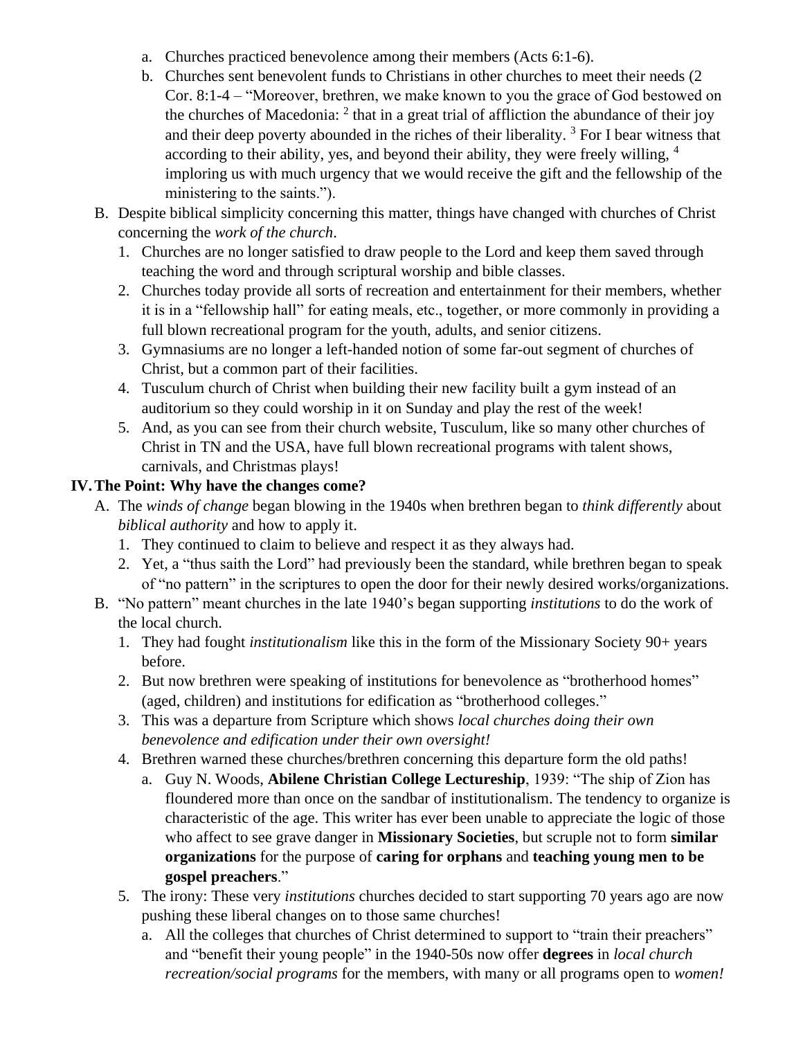- a. Churches practiced benevolence among their members (Acts 6:1-6).
   - b. Churches sent benevolent funds to Christians in other churches to meet their needs (2 Cor. 8:1-4 – "Moreover, brethren, we make known to you the grace of God bestowed on the churches of Macedonia: [2] that in a great trial of affliction the abundance of their joy and their deep poverty abounded in the riches of their liberality. [3] For I bear witness that according to their ability, yes, and beyond their ability, they were freely willing, [4] imploring us with much urgency that we would receive the gift and the fellowship of the ministering to the saints.").

B. Despite biblical simplicity concerning this matter, things have changed with churches of Christ concerning the *work of the church*.

1. Churches are no longer satisfied to draw people to the Lord and keep them saved through teaching the word and through scriptural worship and bible classes.
2. Churches today provide all sorts of recreation and entertainment for their members, whether it is in a "fellowship hall" for eating meals, etc., together, or more commonly in providing a full blown recreational program for the youth, adults, and senior citizens.
3. Gymnasiums are no longer a left-handed notion of some far-out segment of churches of Christ, but a common part of their facilities.
4. Tusculum church of Christ when building their new facility built a gym instead of an auditorium so they could worship in it on Sunday and play the rest of the week!
5. And, as you can see from their church website, Tusculum, like so many other churches of Christ in TN and the USA, have full blown recreational programs with talent shows, carnivals, and Christmas plays!

## IV. The Point: Why have the changes come?

A. The *winds of change* began blowing in the 1940s when brethren began to *think differently* about *biblical authority* and how to apply it.

1. They continued to claim to believe and respect it as they always had.
2. Yet, a "thus saith the Lord" had previously been the standard, while brethren began to speak of "no pattern" in the scriptures to open the door for their newly desired works/organizations.

B. "No pattern" meant churches in the late 1940's began supporting *institutions* to do the work of the local church.

1. They had fought *institutionalism* like this in the form of the Missionary Society 90+ years before.
2. But now brethren were speaking of institutions for benevolence as "brotherhood homes" (aged, children) and institutions for edification as "brotherhood colleges."
3. This was a departure from Scripture which shows *local churches doing their own benevolence and edification under their own oversight!*
4. Brethren warned these churches/brethren concerning this departure form the old paths!
   - a. Guy N. Woods, **Abilene Christian College Lectureship**, 1939: "The ship of Zion has floundered more than once on the sandbar of institutionalism. The tendency to organize is characteristic of the age. This writer has ever been unable to appreciate the logic of those who affect to see grave danger in **Missionary Societies**, but scruple not to form **similar organizations** for the purpose of **caring for orphans** and **teaching young men to be gospel preachers**."
5. The irony: These very *institutions* churches decided to start supporting 70 years ago are now pushing these liberal changes on to those same churches!
   - a. All the colleges that churches of Christ determined to support to "train their preachers" and "benefit their young people" in the 1940-50s now offer **degrees** in *local church recreation/social programs* for the members, with many or all programs open to *women!*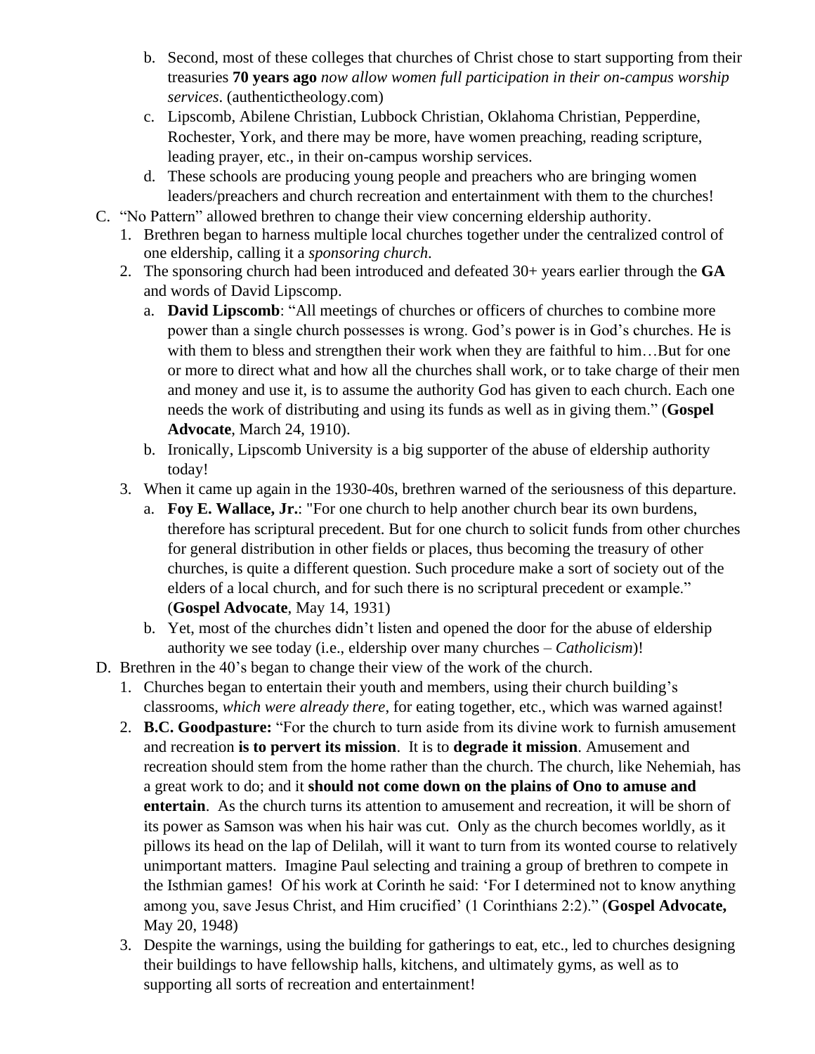b. Second, most of these colleges that churches of Christ chose to start supporting from their treasuries **70 years ago** *now allow women full participation in their on-campus worship services*. (authentictheology.com)
   c. Lipscomb, Abilene Christian, Lubbock Christian, Oklahoma Christian, Pepperdine, Rochester, York, and there may be more, have women preaching, reading scripture, leading prayer, etc., in their on-campus worship services.
   d. These schools are producing young people and preachers who are bringing women leaders/preachers and church recreation and entertainment with them to the churches!

C. "No Pattern" allowed brethren to change their view concerning eldership authority.
   1. Brethren began to harness multiple local churches together under the centralized control of one eldership, calling it a *sponsoring church*.
   2. The sponsoring church had been introduced and defeated 30+ years earlier through the **GA** and words of David Lipscomp.
      a. **David Lipscomb**: "All meetings of churches or officers of churches to combine more power than a single church possesses is wrong. God's power is in God's churches. He is with them to bless and strengthen their work when they are faithful to him…But for one or more to direct what and how all the churches shall work, or to take charge of their men and money and use it, is to assume the authority God has given to each church. Each one needs the work of distributing and using its funds as well as in giving them." (**Gospel Advocate**, March 24, 1910).
      b. Ironically, Lipscomb University is a big supporter of the abuse of eldership authority today!
   3. When it came up again in the 1930-40s, brethren warned of the seriousness of this departure.
      a. **Foy E. Wallace, Jr.**: "For one church to help another church bear its own burdens, therefore has scriptural precedent. But for one church to solicit funds from other churches for general distribution in other fields or places, thus becoming the treasury of other churches, is quite a different question. Such procedure make a sort of society out of the elders of a local church, and for such there is no scriptural precedent or example." (**Gospel Advocate**, May 14, 1931)
      b. Yet, most of the churches didn't listen and opened the door for the abuse of eldership authority we see today (i.e., eldership over many churches – *Catholicism*)!

D. Brethren in the 40's began to change their view of the work of the church.
   1. Churches began to entertain their youth and members, using their church building's classrooms, *which were already there*, for eating together, etc., which was warned against!
   2. **B.C. Goodpasture:** "For the church to turn aside from its divine work to furnish amusement and recreation **is to pervert its mission**. It is to **degrade it mission**. Amusement and recreation should stem from the home rather than the church. The church, like Nehemiah, has a great work to do; and it **should not come down on the plains of Ono to amuse and entertain**. As the church turns its attention to amusement and recreation, it will be shorn of its power as Samson was when his hair was cut. Only as the church becomes worldly, as it pillows its head on the lap of Delilah, will it want to turn from its wonted course to relatively unimportant matters. Imagine Paul selecting and training a group of brethren to compete in the Isthmian games! Of his work at Corinth he said: 'For I determined not to know anything among you, save Jesus Christ, and Him crucified' (1 Corinthians 2:2)." (**Gospel Advocate,** May 20, 1948)
   3. Despite the warnings, using the building for gatherings to eat, etc., led to churches designing their buildings to have fellowship halls, kitchens, and ultimately gyms, as well as to supporting all sorts of recreation and entertainment!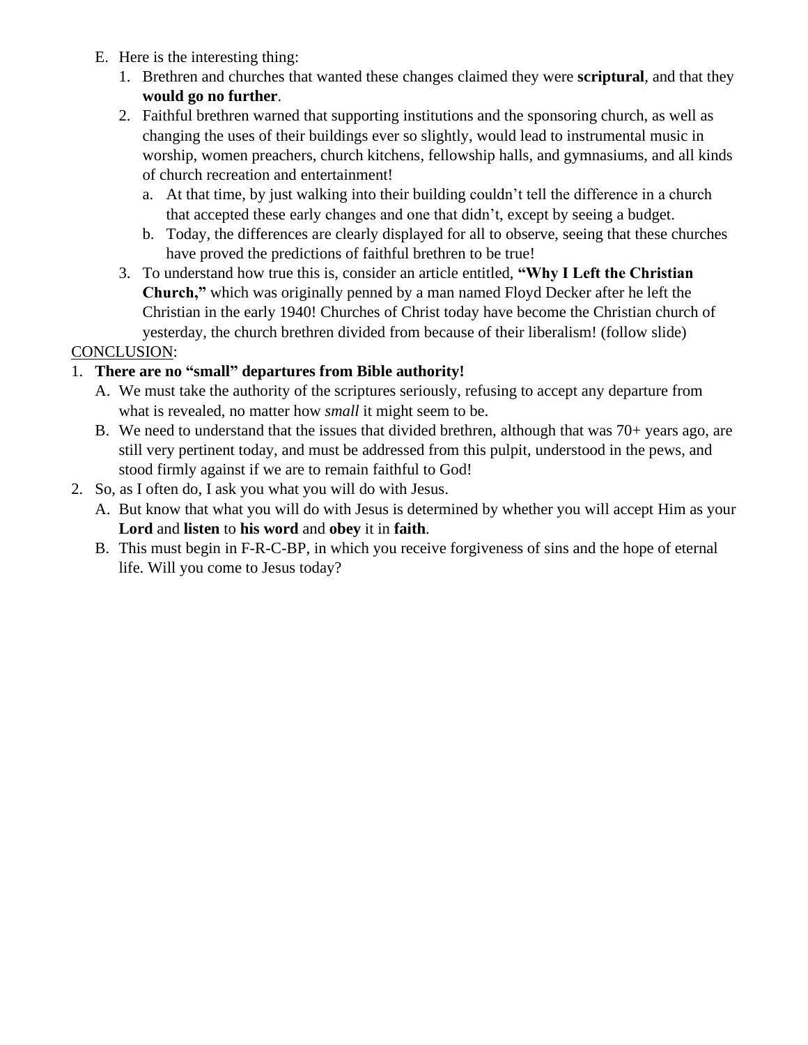E. Here is the interesting thing:
   1. Brethren and churches that wanted these changes claimed they were **scriptural**, and that they **would go no further**.
   2. Faithful brethren warned that supporting institutions and the sponsoring church, as well as changing the uses of their buildings ever so slightly, would lead to instrumental music in worship, women preachers, church kitchens, fellowship halls, and gymnasiums, and all kinds of church recreation and entertainment!
      a. At that time, by just walking into their building couldn't tell the difference in a church that accepted these early changes and one that didn't, except by seeing a budget.
      b. Today, the differences are clearly displayed for all to observe, seeing that these churches have proved the predictions of faithful brethren to be true!
   3. To understand how true this is, consider an article entitled, **"Why I Left the Christian Church,"** which was originally penned by a man named Floyd Decker after he left the Christian in the early 1940! Churches of Christ today have become the Christian church of yesterday, the church brethren divided from because of their liberalism! (follow slide)

<u>CONCLUSION</u>:

1. **There are no "small" departures from Bible authority!**
   A. We must take the authority of the scriptures seriously, refusing to accept any departure from what is revealed, no matter how *small* it might seem to be.
   B. We need to understand that the issues that divided brethren, although that was 70+ years ago, are still very pertinent today, and must be addressed from this pulpit, understood in the pews, and stood firmly against if we are to remain faithful to God!
2. So, as I often do, I ask you what you will do with Jesus.
   A. But know that what you will do with Jesus is determined by whether you will accept Him as your **Lord** and **listen** to **his word** and **obey** it in **faith**.
   B. This must begin in F-R-C-BP, in which you receive forgiveness of sins and the hope of eternal life. Will you come to Jesus today?